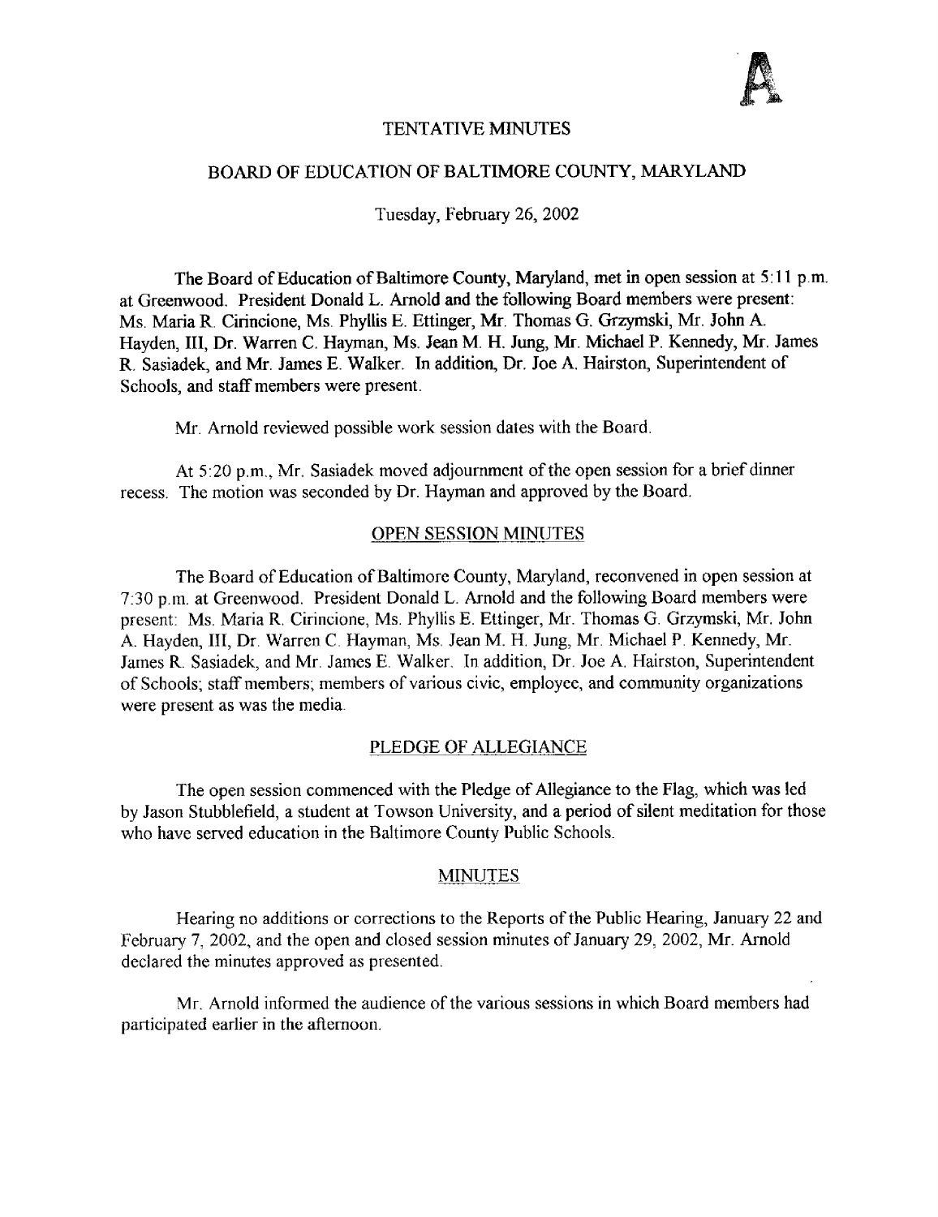A

# TENTATIVE MINUTES

## BOARD OF EDUCATION OF BALTIMORE COUNTY, MARYLAND

Tuesday, February 26, 2002

The Board of Education of Baltimore County, Maryland, met in open session at 5:11 p.m. at Greenwood. President Donald L. Arnold and the following Board members were present: Ms. Maria R. Cirincione, Ms. Phyllis E. Ettinger, Mr. Thomas G. Grzymski, Mr. John A. Hayden, III, Dr. Warren C. Hayman, Ms. Jean M. H. Jung, Mr. Michael P. Kennedy, Mr. James R. Sasiadek, and Mr. James E. Walker. In addition, Dr. Joe A. Hairston, Superintendent of Schools, and staff members were present.

Mr. Arnold reviewed possible work session dates with the Board.

At 5:20 p.m., Mr. Sasiadek moved adjournment of the open session for a brief dinner recess. The motion was seconded by Dr. Hayman and approved by the Board.

### OPEN SESSION MINUTES

The Board of Education of Baltimore County, Maryland, reconvened in open session at 7:30 p.m. at Greenwood. President Donald L. Arnold and the following Board members were present: Ms. Maria R. Cirincione, Ms. Phyllis E. Ettinger, Mr. Thomas G. Grzymski, Mr. John A. Hayden, III, Dr. Warren C. Hayman, Ms. Jean M. H. Jung, Mr. Michael P. Kennedy, Mr. James R. Sasiadek, and Mr. James E. Walker. In addition, Dr. Joe A. Hairston, Superintendent of Schools; staff members; members of various civic, employee, and community organizations were present as was the media.

### PLEDGE OF ALLEGIANCE

The open session commenced with the Pledge of Allegiance to the Flag, which was led by Jason Stubblefield, a student at Towson University, and a period of silent meditation for those who have served education in the Baltimore County Public Schools.

### MINUTES

Hearing no additions or corrections to the Reports of the Public Hearing, January 22 and February 7, 2002, and the open and closed session minutes of January 29, 2002, Mr. Arnold declared the minutes approved as presented.

Mr. Arnold informed the audience of the various sessions in which Board members had participated earlier in the afternoon.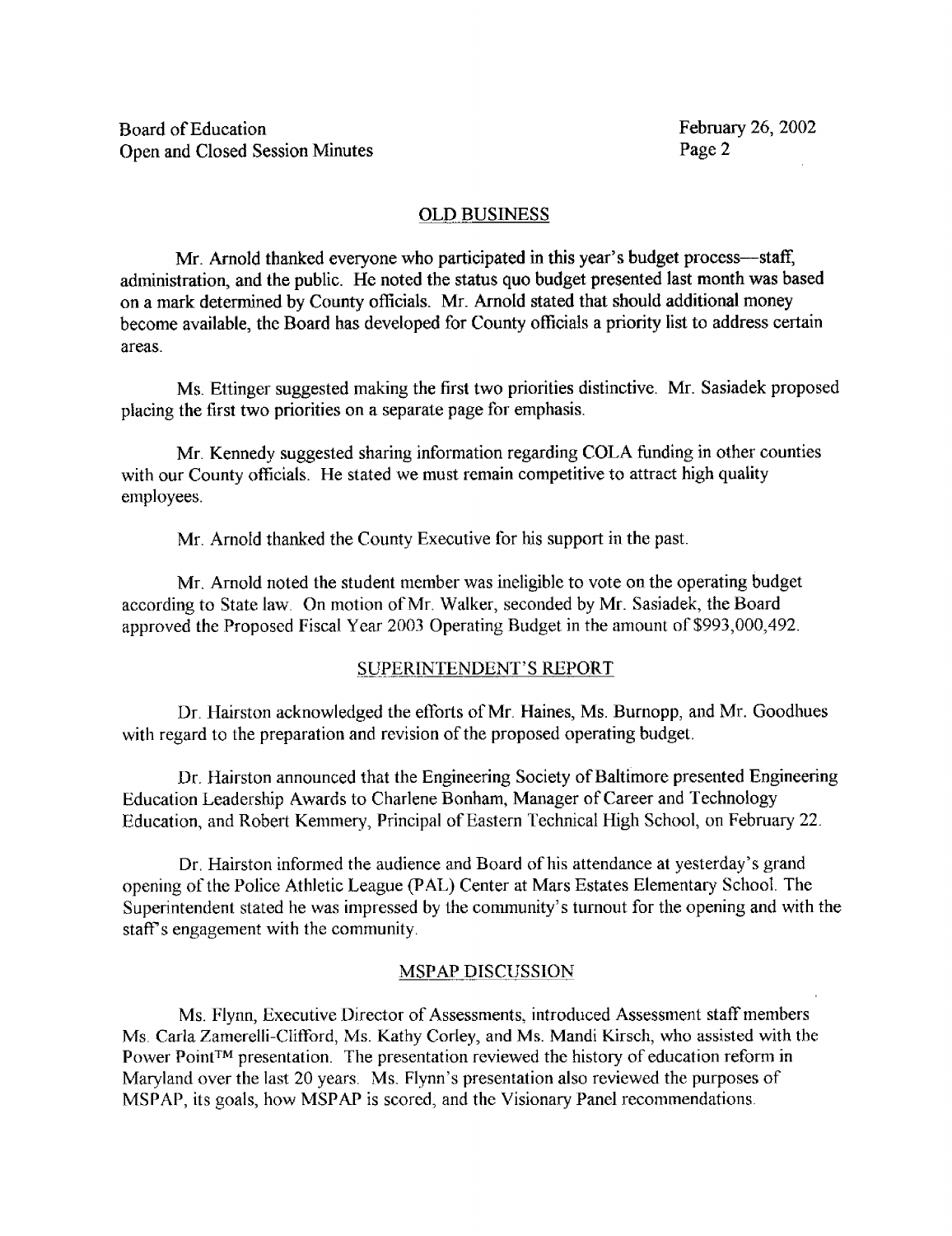## OLD BUSINESS

Mr. Arnold thanked everyone who participated in this year's budget process—staff, administration, and the public. He noted the status quo budget presented last month was based on a mark determined by County officials. Mr. Arnold stated that should additional money become available, the Board has developed for County officials a priority list to address certain areas.

Ms. Ettinger suggested making the first two priorities distinctive. Mr. Sasiadek proposed placing the first two priorities on a separate page for emphasis.

Mr. Kennedy suggested sharing information regarding COLA funding in other counties with our County officials. He stated we must remain competitive to attract high quality employees.

Mr. Arnold thanked the County Executive for his support in the past.

Mr. Arnold noted the student member was ineligible to vote on the operating budget according to State law. On motion of Mr. Walker, seconded by Mr. Sasiadek, the Board approved the Proposed Fiscal Year 2003 Operating Budget in the amount of $993,000,492.

## SUPERINTENDENT'S REPORT

Dr. Hairston acknowledged the efforts of Mr. Haines, Ms. Burnopp, and Mr. Goodhues with regard to the preparation and revision of the proposed operating budget.

Dr. Hairston announced that the Engineering Society of Baltimore presented Engineering Education Leadership Awards to Charlene Bonham, Manager of Career and Technology Education, and Robert Kemmery, Principal of Eastern Technical High School, on February 22.

Dr. Hairston informed the audience and Board of his attendance at yesterday's grand opening of the Police Athletic League (PAL) Center at Mars Estates Elementary School. The Superintendent stated he was impressed by the community's turnout for the opening and with the staff's engagement with the community.

## MSPAP DISCUSSION

Ms. Flynn, Executive Director of Assessments, introduced Assessment staff members Ms. Carla Zamerelli-Clifford, Ms. Kathy Corley, and Ms. Mandi Kirsch, who assisted with the Power Point™ presentation. The presentation reviewed the history of education reform in Maryland over the last 20 years. Ms. Flynn's presentation also reviewed the purposes of MSPAP, its goals, how MSPAP is scored, and the Visionary Panel recommendations.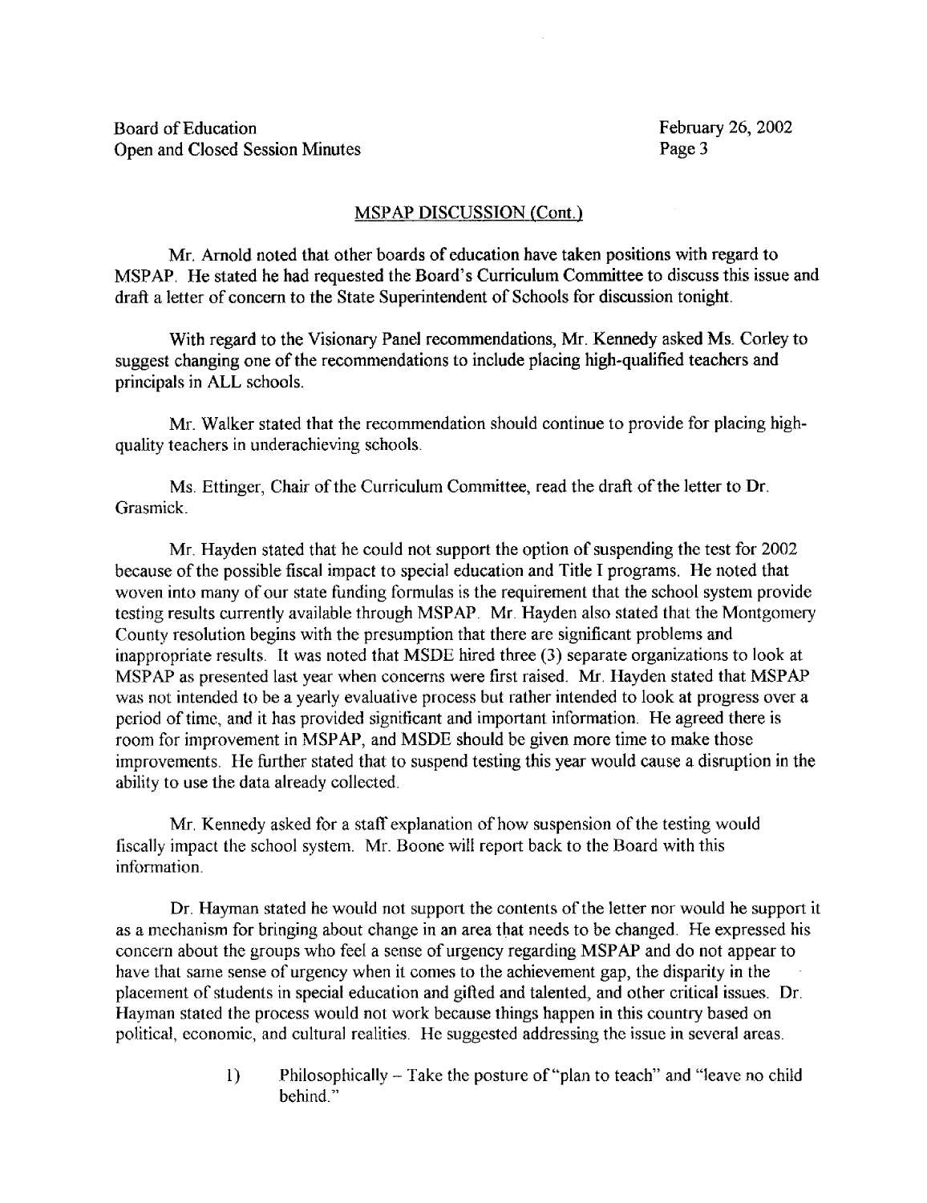## MSPAP DISCUSSION (Cont.)

Mr. Arnold noted that other boards of education have taken positions with regard to MSPAP. He stated he had requested the Board's Curriculum Committee to discuss this issue and draft a letter of concern to the State Superintendent of Schools for discussion tonight.

With regard to the Visionary Panel recommendations, Mr. Kennedy asked Ms. Corley to suggest changing one of the recommendations to include placing high-qualified teachers and principals in ALL schools.

Mr. Walker stated that the recommendation should continue to provide for placing high-quality teachers in underachieving schools.

Ms. Ettinger, Chair of the Curriculum Committee, read the draft of the letter to Dr. Grasmick.

Mr. Hayden stated that he could not support the option of suspending the test for 2002 because of the possible fiscal impact to special education and Title I programs. He noted that woven into many of our state funding formulas is the requirement that the school system provide testing results currently available through MSPAP. Mr. Hayden also stated that the Montgomery County resolution begins with the presumption that there are significant problems and inappropriate results. It was noted that MSDE hired three (3) separate organizations to look at MSPAP as presented last year when concerns were first raised. Mr. Hayden stated that MSPAP was not intended to be a yearly evaluative process but rather intended to look at progress over a period of time, and it has provided significant and important information. He agreed there is room for improvement in MSPAP, and MSDE should be given more time to make those improvements. He further stated that to suspend testing this year would cause a disruption in the ability to use the data already collected.

Mr. Kennedy asked for a staff explanation of how suspension of the testing would fiscally impact the school system. Mr. Boone will report back to the Board with this information.

Dr. Hayman stated he would not support the contents of the letter nor would he support it as a mechanism for bringing about change in an area that needs to be changed. He expressed his concern about the groups who feel a sense of urgency regarding MSPAP and do not appear to have that same sense of urgency when it comes to the achievement gap, the disparity in the placement of students in special education and gifted and talented, and other critical issues. Dr. Hayman stated the process would not work because things happen in this country based on political, economic, and cultural realities. He suggested addressing the issue in several areas.

1) Philosophically – Take the posture of "plan to teach" and "leave no child behind."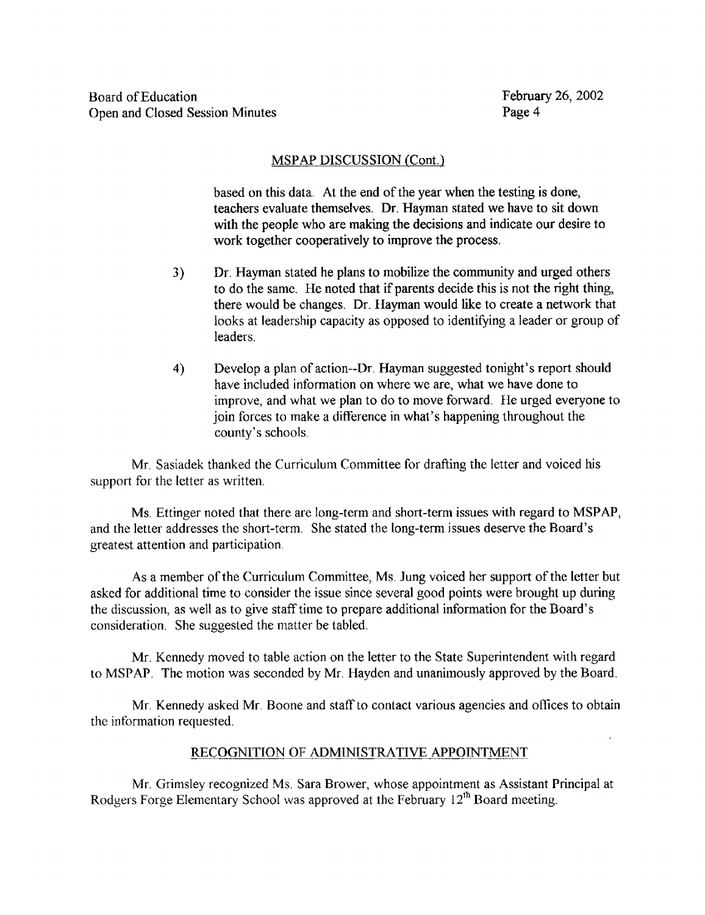## MSPAP DISCUSSION (Cont.)

based on this data. At the end of the year when the testing is done, teachers evaluate themselves. Dr. Hayman stated we have to sit down with the people who are making the decisions and indicate our desire to work together cooperatively to improve the process.

3) Dr. Hayman stated he plans to mobilize the community and urged others to do the same. He noted that if parents decide this is not the right thing, there would be changes. Dr. Hayman would like to create a network that looks at leadership capacity as opposed to identifying a leader or group of leaders.

4) Develop a plan of action--Dr. Hayman suggested tonight's report should have included information on where we are, what we have done to improve, and what we plan to do to move forward. He urged everyone to join forces to make a difference in what's happening throughout the county's schools.

Mr. Sasiadek thanked the Curriculum Committee for drafting the letter and voiced his support for the letter as written.

Ms. Ettinger noted that there are long-term and short-term issues with regard to MSPAP, and the letter addresses the short-term. She stated the long-term issues deserve the Board's greatest attention and participation.

As a member of the Curriculum Committee, Ms. Jung voiced her support of the letter but asked for additional time to consider the issue since several good points were brought up during the discussion, as well as to give staff time to prepare additional information for the Board's consideration. She suggested the matter be tabled.

Mr. Kennedy moved to table action on the letter to the State Superintendent with regard to MSPAP. The motion was seconded by Mr. Hayden and unanimously approved by the Board.

Mr. Kennedy asked Mr. Boone and staff to contact various agencies and offices to obtain the information requested.

## RECOGNITION OF ADMINISTRATIVE APPOINTMENT

Mr. Grimsley recognized Ms. Sara Brower, whose appointment as Assistant Principal at Rodgers Forge Elementary School was approved at the February 12th Board meeting.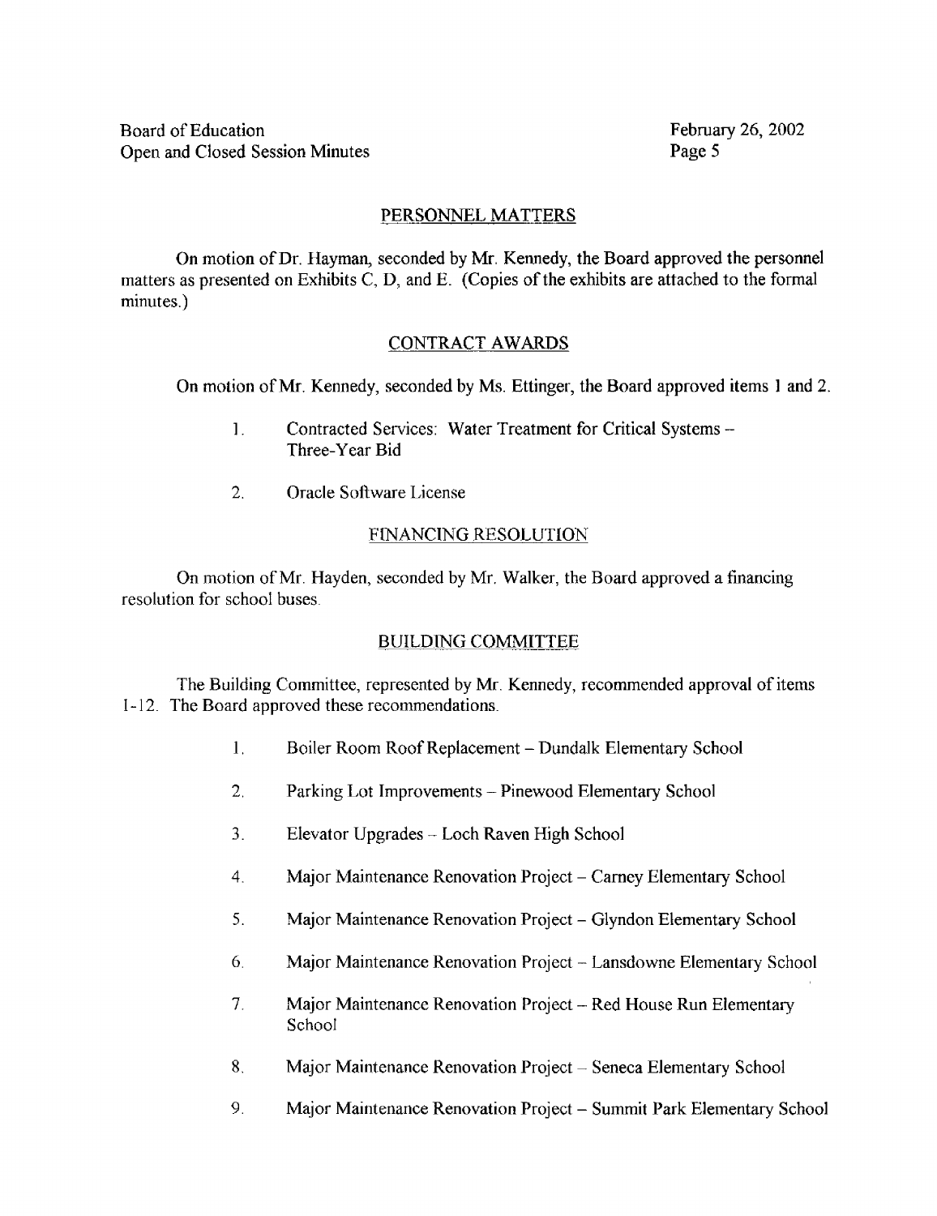## PERSONNEL MATTERS

On motion of Dr. Hayman, seconded by Mr. Kennedy, the Board approved the personnel matters as presented on Exhibits C, D, and E. (Copies of the exhibits are attached to the formal minutes.)

## CONTRACT AWARDS

On motion of Mr. Kennedy, seconded by Ms. Ettinger, the Board approved items 1 and 2.

1. Contracted Services: Water Treatment for Critical Systems – Three-Year Bid
2. Oracle Software License

## FINANCING RESOLUTION

On motion of Mr. Hayden, seconded by Mr. Walker, the Board approved a financing resolution for school buses.

## BUILDING COMMITTEE

The Building Committee, represented by Mr. Kennedy, recommended approval of items 1-12. The Board approved these recommendations.

1. Boiler Room Roof Replacement – Dundalk Elementary School
2. Parking Lot Improvements – Pinewood Elementary School
3. Elevator Upgrades – Loch Raven High School
4. Major Maintenance Renovation Project – Carney Elementary School
5. Major Maintenance Renovation Project – Glyndon Elementary School
6. Major Maintenance Renovation Project – Lansdowne Elementary School
7. Major Maintenance Renovation Project – Red House Run Elementary School
8. Major Maintenance Renovation Project – Seneca Elementary School
9. Major Maintenance Renovation Project – Summit Park Elementary School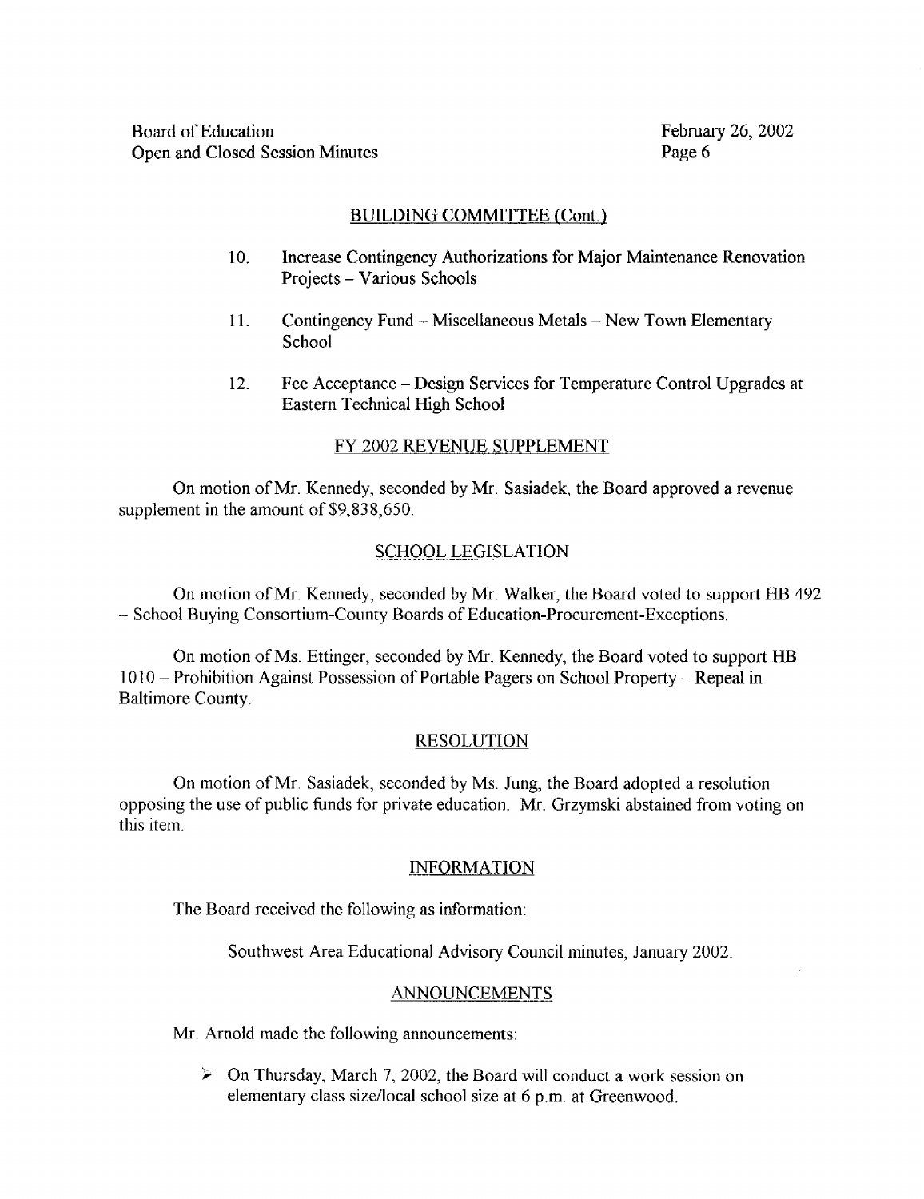## BUILDING COMMITTEE (Cont.)

10. Increase Contingency Authorizations for Major Maintenance Renovation Projects – Various Schools

11. Contingency Fund – Miscellaneous Metals – New Town Elementary School

12. Fee Acceptance – Design Services for Temperature Control Upgrades at Eastern Technical High School

## FY 2002 REVENUE SUPPLEMENT

On motion of Mr. Kennedy, seconded by Mr. Sasiadek, the Board approved a revenue supplement in the amount of $9,838,650.

## SCHOOL LEGISLATION

On motion of Mr. Kennedy, seconded by Mr. Walker, the Board voted to support HB 492 – School Buying Consortium-County Boards of Education-Procurement-Exceptions.

On motion of Ms. Ettinger, seconded by Mr. Kennedy, the Board voted to support HB 1010 – Prohibition Against Possession of Portable Pagers on School Property – Repeal in Baltimore County.

## RESOLUTION

On motion of Mr. Sasiadek, seconded by Ms. Jung, the Board adopted a resolution opposing the use of public funds for private education. Mr. Grzymski abstained from voting on this item.

## INFORMATION

The Board received the following as information:

Southwest Area Educational Advisory Council minutes, January 2002.

## ANNOUNCEMENTS

Mr. Arnold made the following announcements:

- On Thursday, March 7, 2002, the Board will conduct a work session on elementary class size/local school size at 6 p.m. at Greenwood.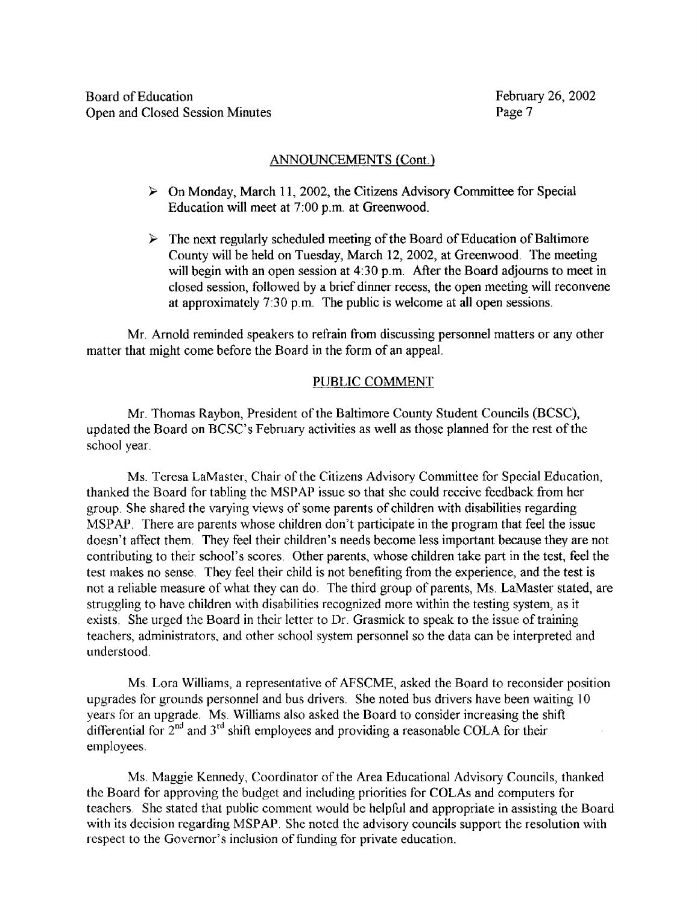## ANNOUNCEMENTS (Cont.)

- On Monday, March 11, 2002, the Citizens Advisory Committee for Special Education will meet at 7:00 p.m. at Greenwood.
- The next regularly scheduled meeting of the Board of Education of Baltimore County will be held on Tuesday, March 12, 2002, at Greenwood. The meeting will begin with an open session at 4:30 p.m. After the Board adjourns to meet in closed session, followed by a brief dinner recess, the open meeting will reconvene at approximately 7:30 p.m. The public is welcome at all open sessions.

Mr. Arnold reminded speakers to refrain from discussing personnel matters or any other matter that might come before the Board in the form of an appeal.

## PUBLIC COMMENT

Mr. Thomas Raybon, President of the Baltimore County Student Councils (BCSC), updated the Board on BCSC's February activities as well as those planned for the rest of the school year.

Ms. Teresa LaMaster, Chair of the Citizens Advisory Committee for Special Education, thanked the Board for tabling the MSPAP issue so that she could receive feedback from her group. She shared the varying views of some parents of children with disabilities regarding MSPAP. There are parents whose children don't participate in the program that feel the issue doesn't affect them. They feel their children's needs become less important because they are not contributing to their school's scores. Other parents, whose children take part in the test, feel the test makes no sense. They feel their child is not benefiting from the experience, and the test is not a reliable measure of what they can do. The third group of parents, Ms. LaMaster stated, are struggling to have children with disabilities recognized more within the testing system, as it exists. She urged the Board in their letter to Dr. Grasmick to speak to the issue of training teachers, administrators, and other school system personnel so the data can be interpreted and understood.

Ms. Lora Williams, a representative of AFSCME, asked the Board to reconsider position upgrades for grounds personnel and bus drivers. She noted bus drivers have been waiting 10 years for an upgrade. Ms. Williams also asked the Board to consider increasing the shift differential for 2nd and 3rd shift employees and providing a reasonable COLA for their employees.

Ms. Maggie Kennedy, Coordinator of the Area Educational Advisory Councils, thanked the Board for approving the budget and including priorities for COLAs and computers for teachers. She stated that public comment would be helpful and appropriate in assisting the Board with its decision regarding MSPAP. She noted the advisory councils support the resolution with respect to the Governor's inclusion of funding for private education.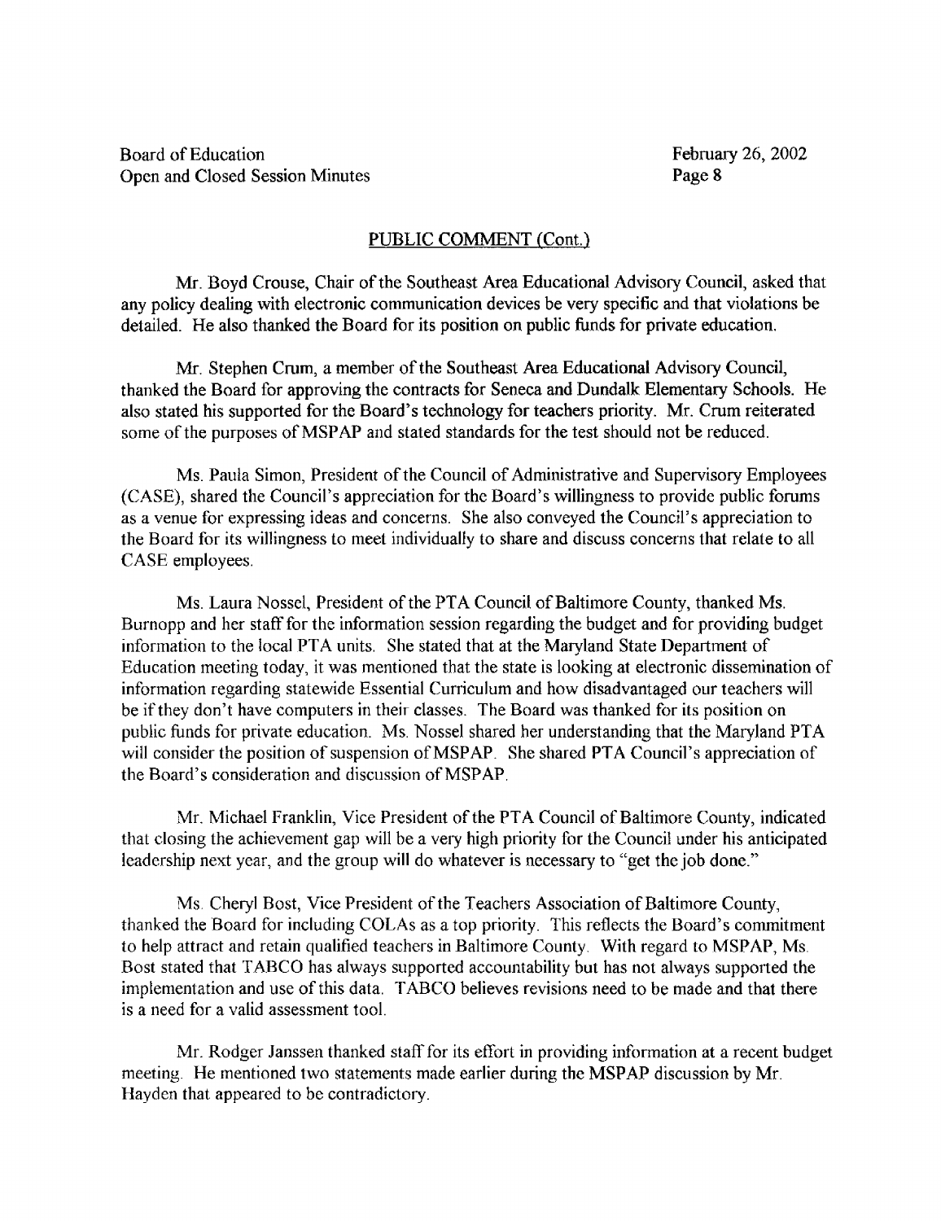## PUBLIC COMMENT (Cont.)

Mr. Boyd Crouse, Chair of the Southeast Area Educational Advisory Council, asked that any policy dealing with electronic communication devices be very specific and that violations be detailed. He also thanked the Board for its position on public funds for private education.

Mr. Stephen Crum, a member of the Southeast Area Educational Advisory Council, thanked the Board for approving the contracts for Seneca and Dundalk Elementary Schools. He also stated his supported for the Board's technology for teachers priority. Mr. Crum reiterated some of the purposes of MSPAP and stated standards for the test should not be reduced.

Ms. Paula Simon, President of the Council of Administrative and Supervisory Employees (CASE), shared the Council's appreciation for the Board's willingness to provide public forums as a venue for expressing ideas and concerns. She also conveyed the Council's appreciation to the Board for its willingness to meet individually to share and discuss concerns that relate to all CASE employees.

Ms. Laura Nossel, President of the PTA Council of Baltimore County, thanked Ms. Burnopp and her staff for the information session regarding the budget and for providing budget information to the local PTA units. She stated that at the Maryland State Department of Education meeting today, it was mentioned that the state is looking at electronic dissemination of information regarding statewide Essential Curriculum and how disadvantaged our teachers will be if they don't have computers in their classes. The Board was thanked for its position on public funds for private education. Ms. Nossel shared her understanding that the Maryland PTA will consider the position of suspension of MSPAP. She shared PTA Council's appreciation of the Board's consideration and discussion of MSPAP.

Mr. Michael Franklin, Vice President of the PTA Council of Baltimore County, indicated that closing the achievement gap will be a very high priority for the Council under his anticipated leadership next year, and the group will do whatever is necessary to "get the job done."

Ms. Cheryl Bost, Vice President of the Teachers Association of Baltimore County, thanked the Board for including COLAs as a top priority. This reflects the Board's commitment to help attract and retain qualified teachers in Baltimore County. With regard to MSPAP, Ms. Bost stated that TABCO has always supported accountability but has not always supported the implementation and use of this data. TABCO believes revisions need to be made and that there is a need for a valid assessment tool.

Mr. Rodger Janssen thanked staff for its effort in providing information at a recent budget meeting. He mentioned two statements made earlier during the MSPAP discussion by Mr. Hayden that appeared to be contradictory.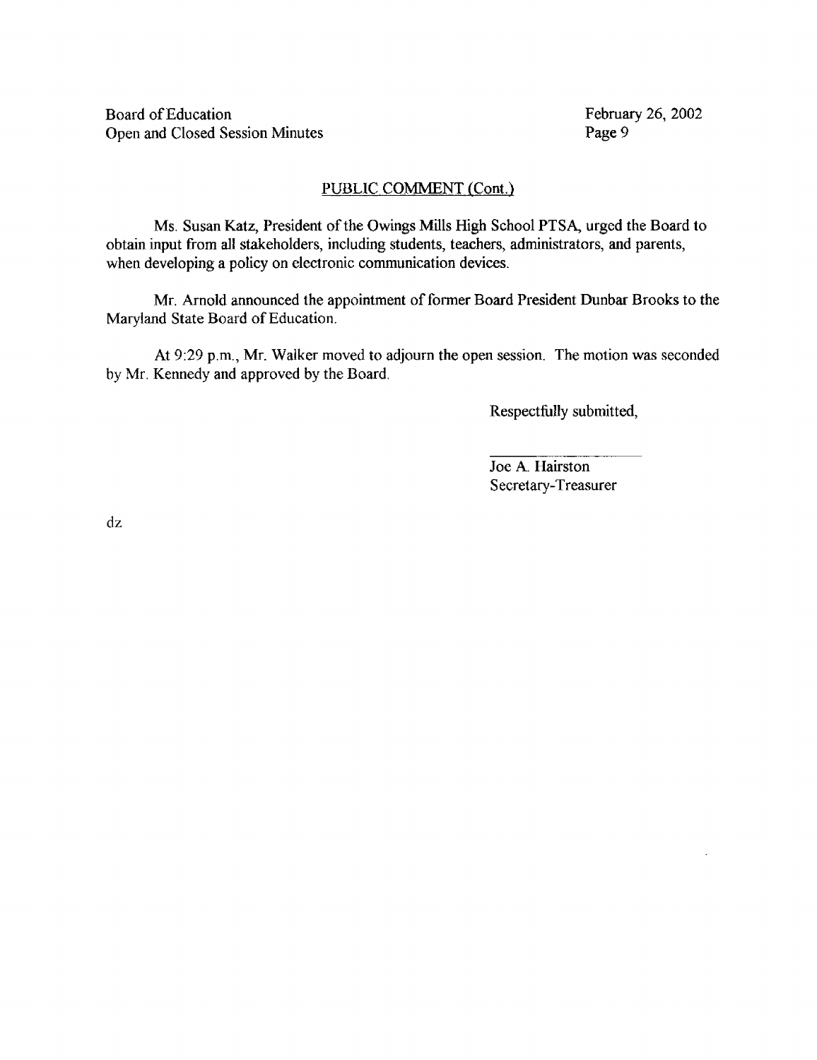## PUBLIC COMMENT (Cont.)

Ms. Susan Katz, President of the Owings Mills High School PTSA, urged the Board to obtain input from all stakeholders, including students, teachers, administrators, and parents, when developing a policy on electronic communication devices.

Mr. Arnold announced the appointment of former Board President Dunbar Brooks to the Maryland State Board of Education.

At 9:29 p.m., Mr. Walker moved to adjourn the open session. The motion was seconded by Mr. Kennedy and approved by the Board.

Respectfully submitted,

Joe A. Hairston
Secretary-Treasurer

dz